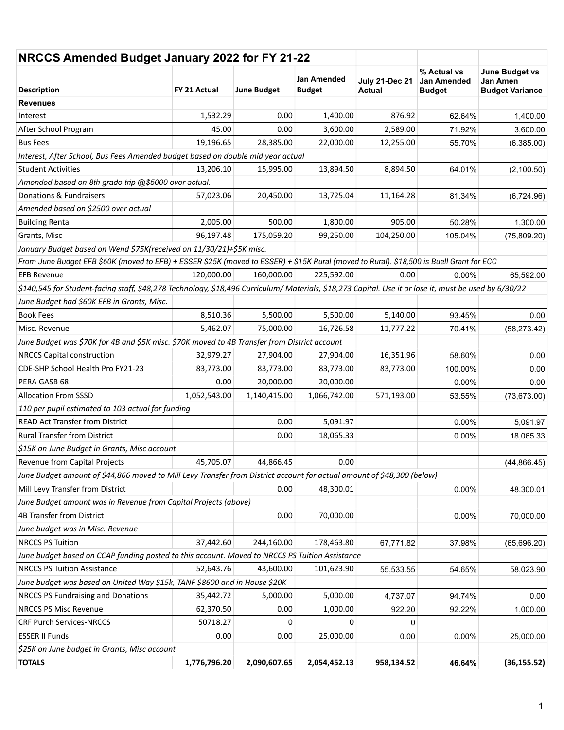| NRCCS Amended Budget January 2022 for FY 21-22 | | | | | | |
|---|---|---|---|---|---|---|
| **Description** | **FY 21 Actual** | **June Budget** | **Jan Amended Budget** | **July 21-Dec 21 Actual** | **% Actual vs Jan Amended Budget** | **June Budget vs Jan Amen Budget Variance** |
| **Revenues** | | | | | | |
| Interest | 1,532.29 | 0.00 | 1,400.00 | 876.92 | 62.64% | 1,400.00 |
| After School Program | 45.00 | 0.00 | 3,600.00 | 2,589.00 | 71.92% | 3,600.00 |
| Bus Fees | 19,196.65 | 28,385.00 | 22,000.00 | 12,255.00 | 55.70% | (6,385.00) |
| *Interest, After School, Bus Fees Amended budget based on double mid year actual* | | | | | | |
| Student Activities | 13,206.10 | 15,995.00 | 13,894.50 | 8,894.50 | 64.01% | (2,100.50) |
| *Amended based on 8th grade trip @$5000 over actual.* | | | | | | |
| Donations & Fundraisers | 57,023.06 | 20,450.00 | 13,725.04 | 11,164.28 | 81.34% | (6,724.96) |
| *Amended based on $2500 over actual* | | | | | | |
| Building Rental | 2,005.00 | 500.00 | 1,800.00 | 905.00 | 50.28% | 1,300.00 |
| Grants, Misc | 96,197.48 | 175,059.20 | 99,250.00 | 104,250.00 | 105.04% | (75,809.20) |
| *January Budget based on Wend $75K(received on 11/30/21)+$5K misc.* | | | | | | |
| *From June Budget EFB $60K (moved to EFB) + ESSER $25K (moved to ESSER) + $15K Rural (moved to Rural). $18,500 is Buell Grant for ECC* | | | | | | |
| EFB Revenue | 120,000.00 | 160,000.00 | 225,592.00 | 0.00 | 0.00% | 65,592.00 |
| *$140,545 for Student-facing staff, $48,278 Technology, $18,496 Curriculum/ Materials, $18,273 Capital. Use it or lose it, must be used by 6/30/22* | | | | | | |
| *June Budget had $60K EFB in Grants, Misc.* | | | | | | |
| Book Fees | 8,510.36 | 5,500.00 | 5,500.00 | 5,140.00 | 93.45% | 0.00 |
| Misc. Revenue | 5,462.07 | 75,000.00 | 16,726.58 | 11,777.22 | 70.41% | (58,273.42) |
| *June Budget was $70K for 4B and $5K misc. $70K moved to 4B Transfer from District account* | | | | | | |
| NRCCS Capital construction | 32,979.27 | 27,904.00 | 27,904.00 | 16,351.96 | 58.60% | 0.00 |
| CDE-SHP School Health Pro FY21-23 | 83,773.00 | 83,773.00 | 83,773.00 | 83,773.00 | 100.00% | 0.00 |
| PERA GASB 68 | 0.00 | 20,000.00 | 20,000.00 | | 0.00% | 0.00 |
| Allocation From SSSD | 1,052,543.00 | 1,140,415.00 | 1,066,742.00 | 571,193.00 | 53.55% | (73,673.00) |
| *110 per pupil estimated to 103 actual for funding* | | | | | | |
| READ Act Transfer from District | | 0.00 | 5,091.97 | | 0.00% | 5,091.97 |
| Rural Transfer from District | | 0.00 | 18,065.33 | | 0.00% | 18,065.33 |
| *$15K on June Budget in Grants, Misc account* | | | | | | |
| Revenue from Capital Projects | 45,705.07 | 44,866.45 | 0.00 | | | (44,866.45) |
| *June Budget amount of $44,866 moved to Mill Levy Transfer from District account for actual amount of $48,300 (below)* | | | | | | |
| Mill Levy Transfer from District | | 0.00 | 48,300.01 | | 0.00% | 48,300.01 |
| *June Budget amount was in Revenue from Capital Projects (above)* | | | | | | |
| 4B Transfer from District | | 0.00 | 70,000.00 | | 0.00% | 70,000.00 |
| *June budget was in Misc. Revenue* | | | | | | |
| NRCCS PS Tuition | 37,442.60 | 244,160.00 | 178,463.80 | 67,771.82 | 37.98% | (65,696.20) |
| *June budget based on CCAP funding posted to this account. Moved to NRCCS PS Tuition Assistance* | | | | | | |
| NRCCS PS Tuition Assistance | 52,643.76 | 43,600.00 | 101,623.90 | 55,533.55 | 54.65% | 58,023.90 |
| *June budget was based on United Way $15k, TANF $8600 and in House $20K* | | | | | | |
| NRCCS PS Fundraising and Donations | 35,442.72 | 5,000.00 | 5,000.00 | 4,737.07 | 94.74% | 0.00 |
| NRCCS PS Misc Revenue | 62,370.50 | 0.00 | 1,000.00 | 922.20 | 92.22% | 1,000.00 |
| CRF Purch Services-NRCCS | 50718.27 | 0 | 0 | 0 | | |
| ESSER II Funds | 0.00 | 0.00 | 25,000.00 | 0.00 | 0.00% | 25,000.00 |
| *$25K on June budget in Grants, Misc account* | | | | | | |
| **TOTALS** | **1,776,796.20** | **2,090,607.65** | **2,054,452.13** | **958,134.52** | **46.64%** | **(36,155.52)** |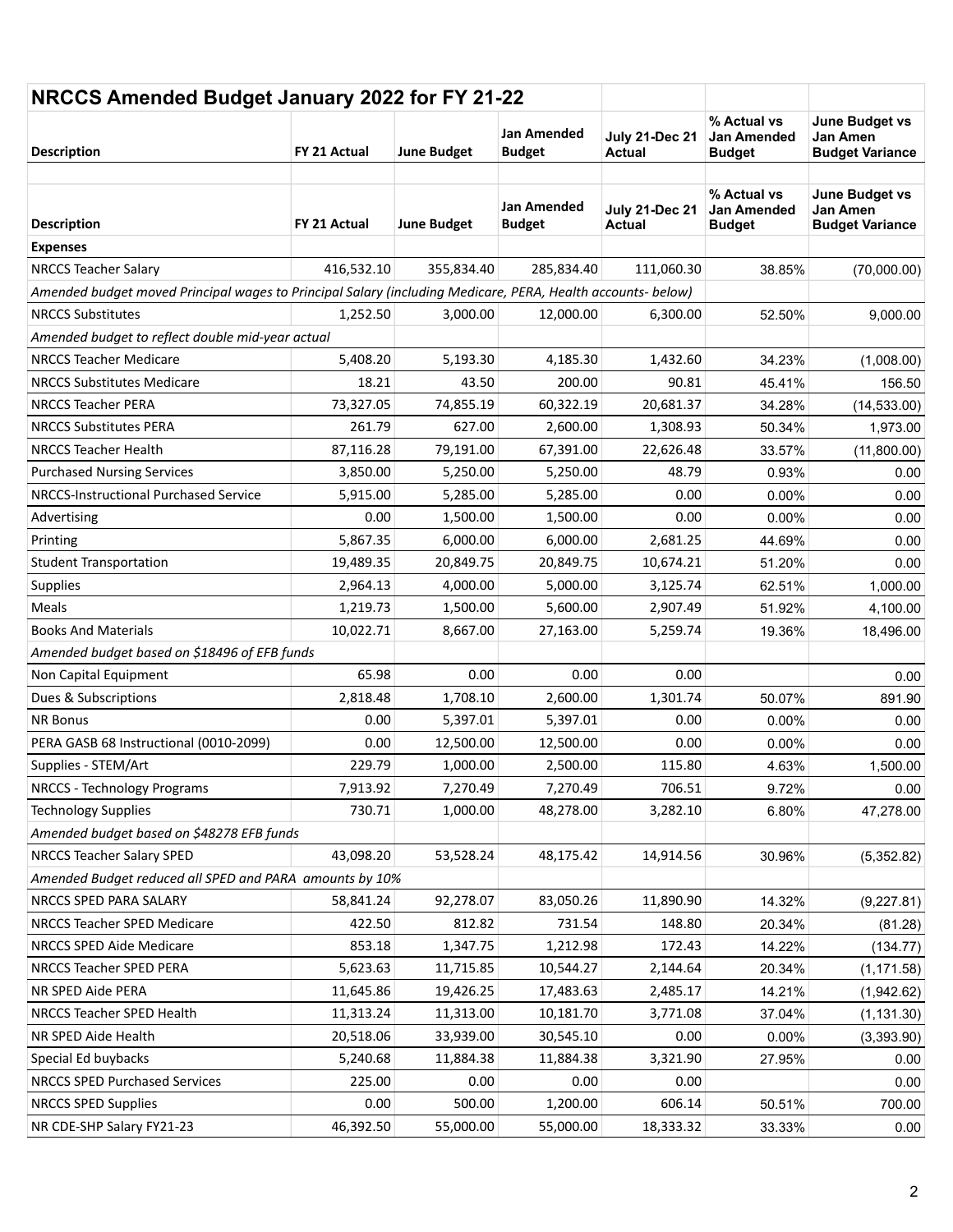## NRCCS Amended Budget January 2022 for FY 21-22

| Description | FY 21 Actual | June Budget | Jan Amended Budget | July 21-Dec 21 Actual | % Actual vs Jan Amended Budget | June Budget vs Jan Amen Budget Variance |
|---|---|---|---|---|---|---|
| **Description** | **FY 21 Actual** | **June Budget** | **Jan Amended Budget** | **July 21-Dec 21 Actual** | **% Actual vs Jan Amended Budget** | **June Budget vs Jan Amen Budget Variance** |
| **Expenses** | | | | | | |
| NRCCS Teacher Salary | 416,532.10 | 355,834.40 | 285,834.40 | 111,060.30 | 38.85% | (70,000.00) |
| *Amended budget moved Principal wages to Principal Salary (including Medicare, PERA, Health accounts- below)* | | | | | | |
| NRCCS Substitutes | 1,252.50 | 3,000.00 | 12,000.00 | 6,300.00 | 52.50% | 9,000.00 |
| *Amended budget to reflect double mid-year actual* | | | | | | |
| NRCCS Teacher Medicare | 5,408.20 | 5,193.30 | 4,185.30 | 1,432.60 | 34.23% | (1,008.00) |
| NRCCS Substitutes Medicare | 18.21 | 43.50 | 200.00 | 90.81 | 45.41% | 156.50 |
| NRCCS Teacher PERA | 73,327.05 | 74,855.19 | 60,322.19 | 20,681.37 | 34.28% | (14,533.00) |
| NRCCS Substitutes PERA | 261.79 | 627.00 | 2,600.00 | 1,308.93 | 50.34% | 1,973.00 |
| NRCCS Teacher Health | 87,116.28 | 79,191.00 | 67,391.00 | 22,626.48 | 33.57% | (11,800.00) |
| Purchased Nursing Services | 3,850.00 | 5,250.00 | 5,250.00 | 48.79 | 0.93% | 0.00 |
| NRCCS-Instructional Purchased Service | 5,915.00 | 5,285.00 | 5,285.00 | 0.00 | 0.00% | 0.00 |
| Advertising | 0.00 | 1,500.00 | 1,500.00 | 0.00 | 0.00% | 0.00 |
| Printing | 5,867.35 | 6,000.00 | 6,000.00 | 2,681.25 | 44.69% | 0.00 |
| Student Transportation | 19,489.35 | 20,849.75 | 20,849.75 | 10,674.21 | 51.20% | 0.00 |
| Supplies | 2,964.13 | 4,000.00 | 5,000.00 | 3,125.74 | 62.51% | 1,000.00 |
| Meals | 1,219.73 | 1,500.00 | 5,600.00 | 2,907.49 | 51.92% | 4,100.00 |
| Books And Materials | 10,022.71 | 8,667.00 | 27,163.00 | 5,259.74 | 19.36% | 18,496.00 |
| *Amended budget based on $18496 of EFB funds* | | | | | | |
| Non Capital Equipment | 65.98 | 0.00 | 0.00 | 0.00 | | 0.00 |
| Dues & Subscriptions | 2,818.48 | 1,708.10 | 2,600.00 | 1,301.74 | 50.07% | 891.90 |
| NR Bonus | 0.00 | 5,397.01 | 5,397.01 | 0.00 | 0.00% | 0.00 |
| PERA GASB 68 Instructional (0010-2099) | 0.00 | 12,500.00 | 12,500.00 | 0.00 | 0.00% | 0.00 |
| Supplies - STEM/Art | 229.79 | 1,000.00 | 2,500.00 | 115.80 | 4.63% | 1,500.00 |
| NRCCS - Technology Programs | 7,913.92 | 7,270.49 | 7,270.49 | 706.51 | 9.72% | 0.00 |
| Technology Supplies | 730.71 | 1,000.00 | 48,278.00 | 3,282.10 | 6.80% | 47,278.00 |
| *Amended budget based on $48278 EFB funds* | | | | | | |
| NRCCS Teacher Salary SPED | 43,098.20 | 53,528.24 | 48,175.42 | 14,914.56 | 30.96% | (5,352.82) |
| *Amended Budget reduced all SPED and PARA amounts by 10%* | | | | | | |
| NRCCS SPED PARA SALARY | 58,841.24 | 92,278.07 | 83,050.26 | 11,890.90 | 14.32% | (9,227.81) |
| NRCCS Teacher SPED Medicare | 422.50 | 812.82 | 731.54 | 148.80 | 20.34% | (81.28) |
| NRCCS SPED Aide Medicare | 853.18 | 1,347.75 | 1,212.98 | 172.43 | 14.22% | (134.77) |
| NRCCS Teacher SPED PERA | 5,623.63 | 11,715.85 | 10,544.27 | 2,144.64 | 20.34% | (1,171.58) |
| NR SPED Aide PERA | 11,645.86 | 19,426.25 | 17,483.63 | 2,485.17 | 14.21% | (1,942.62) |
| NRCCS Teacher SPED Health | 11,313.24 | 11,313.00 | 10,181.70 | 3,771.08 | 37.04% | (1,131.30) |
| NR SPED Aide Health | 20,518.06 | 33,939.00 | 30,545.10 | 0.00 | 0.00% | (3,393.90) |
| Special Ed buybacks | 5,240.68 | 11,884.38 | 11,884.38 | 3,321.90 | 27.95% | 0.00 |
| NRCCS SPED Purchased Services | 225.00 | 0.00 | 0.00 | 0.00 | | 0.00 |
| NRCCS SPED Supplies | 0.00 | 500.00 | 1,200.00 | 606.14 | 50.51% | 700.00 |
| NR CDE-SHP Salary FY21-23 | 46,392.50 | 55,000.00 | 55,000.00 | 18,333.32 | 33.33% | 0.00 |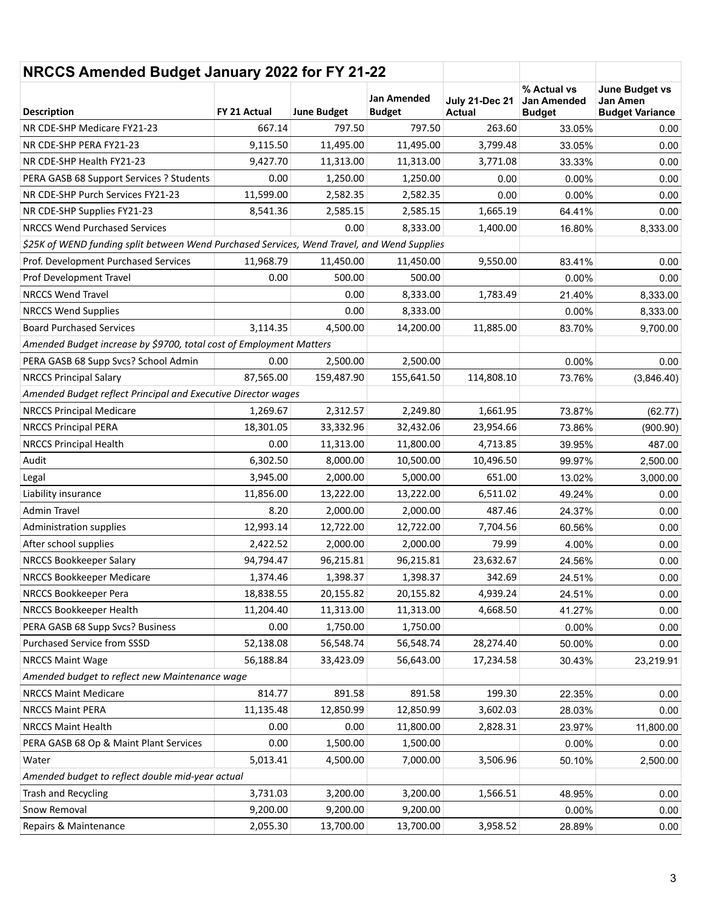| NRCCS Amended Budget January 2022 for FY 21-22 | | | | | | |
|---|---|---|---|---|---|---|
| **Description** | **FY 21 Actual** | **June Budget** | **Jan Amended Budget** | **July 21-Dec 21 Actual** | **% Actual vs Jan Amended Budget** | **June Budget vs Jan Amen Budget Variance** |
| NR CDE-SHP Medicare FY21-23 | 667.14 | 797.50 | 797.50 | 263.60 | 33.05% | 0.00 |
| NR CDE-SHP PERA FY21-23 | 9,115.50 | 11,495.00 | 11,495.00 | 3,799.48 | 33.05% | 0.00 |
| NR CDE-SHP Health FY21-23 | 9,427.70 | 11,313.00 | 11,313.00 | 3,771.08 | 33.33% | 0.00 |
| PERA GASB 68 Support Services ? Students | 0.00 | 1,250.00 | 1,250.00 | 0.00 | 0.00% | 0.00 |
| NR CDE-SHP Purch Services FY21-23 | 11,599.00 | 2,582.35 | 2,582.35 | 0.00 | 0.00% | 0.00 |
| NR CDE-SHP Supplies FY21-23 | 8,541.36 | 2,585.15 | 2,585.15 | 1,665.19 | 64.41% | 0.00 |
| NRCCS Wend Purchased Services | | 0.00 | 8,333.00 | 1,400.00 | 16.80% | 8,333.00 |
| *$25K of WEND funding split between Wend Purchased Services, Wend Travel, and Wend Supplies* | | | | | | |
| Prof. Development Purchased Services | 11,968.79 | 11,450.00 | 11,450.00 | 9,550.00 | 83.41% | 0.00 |
| Prof Development Travel | 0.00 | 500.00 | 500.00 | | 0.00% | 0.00 |
| NRCCS Wend Travel | | 0.00 | 8,333.00 | 1,783.49 | 21.40% | 8,333.00 |
| NRCCS Wend Supplies | | 0.00 | 8,333.00 | | 0.00% | 8,333.00 |
| Board Purchased Services | 3,114.35 | 4,500.00 | 14,200.00 | 11,885.00 | 83.70% | 9,700.00 |
| *Amended Budget increase by $9700, total cost of Employment Matters* | | | | | | |
| PERA GASB 68 Supp Svcs? School Admin | 0.00 | 2,500.00 | 2,500.00 | | 0.00% | 0.00 |
| NRCCS Principal Salary | 87,565.00 | 159,487.90 | 155,641.50 | 114,808.10 | 73.76% | (3,846.40) |
| *Amended Budget reflect Principal and Executive Director wages* | | | | | | |
| NRCCS Principal Medicare | 1,269.67 | 2,312.57 | 2,249.80 | 1,661.95 | 73.87% | (62.77) |
| NRCCS Principal PERA | 18,301.05 | 33,332.96 | 32,432.06 | 23,954.66 | 73.86% | (900.90) |
| NRCCS Principal Health | 0.00 | 11,313.00 | 11,800.00 | 4,713.85 | 39.95% | 487.00 |
| Audit | 6,302.50 | 8,000.00 | 10,500.00 | 10,496.50 | 99.97% | 2,500.00 |
| Legal | 3,945.00 | 2,000.00 | 5,000.00 | 651.00 | 13.02% | 3,000.00 |
| Liability insurance | 11,856.00 | 13,222.00 | 13,222.00 | 6,511.02 | 49.24% | 0.00 |
| Admin Travel | 8.20 | 2,000.00 | 2,000.00 | 487.46 | 24.37% | 0.00 |
| Administration supplies | 12,993.14 | 12,722.00 | 12,722.00 | 7,704.56 | 60.56% | 0.00 |
| After school supplies | 2,422.52 | 2,000.00 | 2,000.00 | 79.99 | 4.00% | 0.00 |
| NRCCS Bookkeeper Salary | 94,794.47 | 96,215.81 | 96,215.81 | 23,632.67 | 24.56% | 0.00 |
| NRCCS Bookkeeper Medicare | 1,374.46 | 1,398.37 | 1,398.37 | 342.69 | 24.51% | 0.00 |
| NRCCS Bookkeeper Pera | 18,838.55 | 20,155.82 | 20,155.82 | 4,939.24 | 24.51% | 0.00 |
| NRCCS Bookkeeper Health | 11,204.40 | 11,313.00 | 11,313.00 | 4,668.50 | 41.27% | 0.00 |
| PERA GASB 68 Supp Svcs? Business | 0.00 | 1,750.00 | 1,750.00 | | 0.00% | 0.00 |
| Purchased Service from SSSD | 52,138.08 | 56,548.74 | 56,548.74 | 28,274.40 | 50.00% | 0.00 |
| NRCCS Maint Wage | 56,188.84 | 33,423.09 | 56,643.00 | 17,234.58 | 30.43% | 23,219.91 |
| *Amended budget to reflect new Maintenance wage* | | | | | | |
| NRCCS Maint Medicare | 814.77 | 891.58 | 891.58 | 199.30 | 22.35% | 0.00 |
| NRCCS Maint PERA | 11,135.48 | 12,850.99 | 12,850.99 | 3,602.03 | 28.03% | 0.00 |
| NRCCS Maint Health | 0.00 | 0.00 | 11,800.00 | 2,828.31 | 23.97% | 11,800.00 |
| PERA GASB 68 Op & Maint Plant Services | 0.00 | 1,500.00 | 1,500.00 | | 0.00% | 0.00 |
| Water | 5,013.41 | 4,500.00 | 7,000.00 | 3,506.96 | 50.10% | 2,500.00 |
| *Amended budget to reflect double mid-year actual* | | | | | | |
| Trash and Recycling | 3,731.03 | 3,200.00 | 3,200.00 | 1,566.51 | 48.95% | 0.00 |
| Snow Removal | 9,200.00 | 9,200.00 | 9,200.00 | | 0.00% | 0.00 |
| Repairs & Maintenance | 2,055.30 | 13,700.00 | 13,700.00 | 3,958.52 | 28.89% | 0.00 |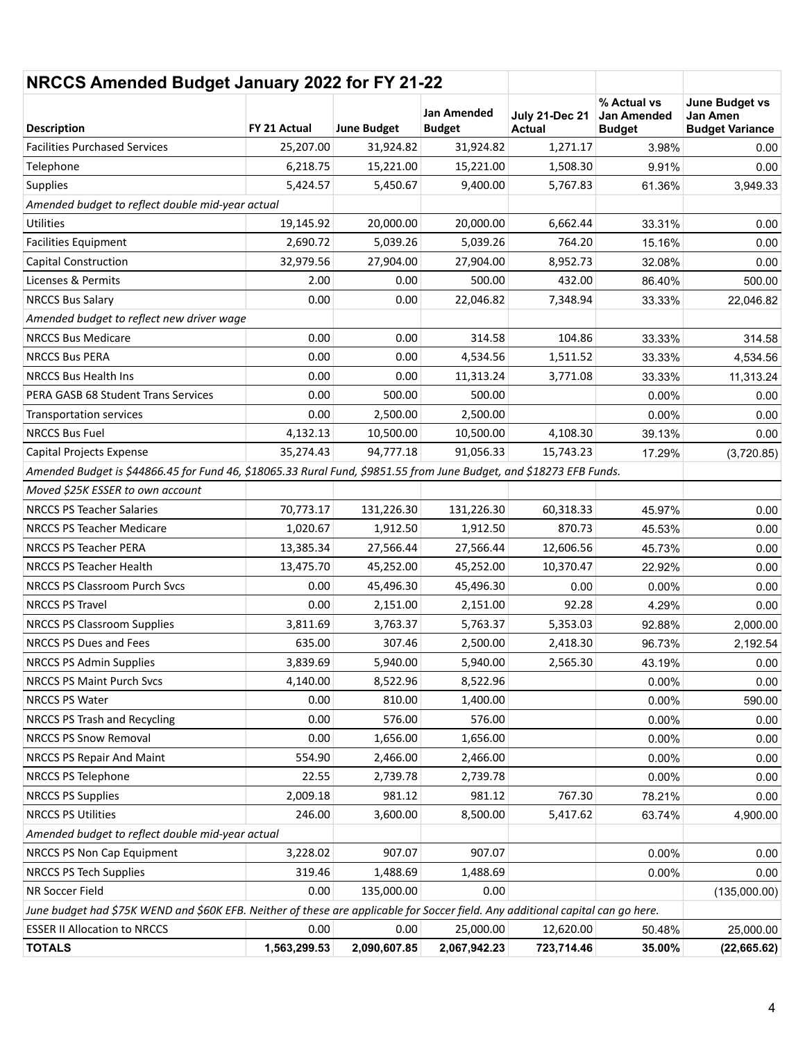| NRCCS Amended Budget January 2022 for FY 21-22 | | | | | | |
|---|---|---|---|---|---|---|
| **Description** | **FY 21 Actual** | **June Budget** | **Jan Amended Budget** | **July 21-Dec 21 Actual** | **% Actual vs Jan Amended Budget** | **June Budget vs Jan Amen Budget Variance** |
| Facilities Purchased Services | 25,207.00 | 31,924.82 | 31,924.82 | 1,271.17 | 3.98% | 0.00 |
| Telephone | 6,218.75 | 15,221.00 | 15,221.00 | 1,508.30 | 9.91% | 0.00 |
| Supplies | 5,424.57 | 5,450.67 | 9,400.00 | 5,767.83 | 61.36% | 3,949.33 |
| *Amended budget to reflect double mid-year actual* | | | | | | |
| Utilities | 19,145.92 | 20,000.00 | 20,000.00 | 6,662.44 | 33.31% | 0.00 |
| Facilities Equipment | 2,690.72 | 5,039.26 | 5,039.26 | 764.20 | 15.16% | 0.00 |
| Capital Construction | 32,979.56 | 27,904.00 | 27,904.00 | 8,952.73 | 32.08% | 0.00 |
| Licenses & Permits | 2.00 | 0.00 | 500.00 | 432.00 | 86.40% | 500.00 |
| NRCCS Bus Salary | 0.00 | 0.00 | 22,046.82 | 7,348.94 | 33.33% | 22,046.82 |
| *Amended budget to reflect new driver wage* | | | | | | |
| NRCCS Bus Medicare | 0.00 | 0.00 | 314.58 | 104.86 | 33.33% | 314.58 |
| NRCCS Bus PERA | 0.00 | 0.00 | 4,534.56 | 1,511.52 | 33.33% | 4,534.56 |
| NRCCS Bus Health Ins | 0.00 | 0.00 | 11,313.24 | 3,771.08 | 33.33% | 11,313.24 |
| PERA GASB 68 Student Trans Services | 0.00 | 500.00 | 500.00 | | 0.00% | 0.00 |
| Transportation services | 0.00 | 2,500.00 | 2,500.00 | | 0.00% | 0.00 |
| NRCCS Bus Fuel | 4,132.13 | 10,500.00 | 10,500.00 | 4,108.30 | 39.13% | 0.00 |
| Capital Projects Expense | 35,274.43 | 94,777.18 | 91,056.33 | 15,743.23 | 17.29% | (3,720.85) |
| *Amended Budget is $44866.45 for Fund 46, $18065.33 Rural Fund, $9851.55 from June Budget, and $18273 EFB Funds.* | | | | | | |
| *Moved $25K ESSER to own account* | | | | | | |
| NRCCS PS Teacher Salaries | 70,773.17 | 131,226.30 | 131,226.30 | 60,318.33 | 45.97% | 0.00 |
| NRCCS PS Teacher Medicare | 1,020.67 | 1,912.50 | 1,912.50 | 870.73 | 45.53% | 0.00 |
| NRCCS PS Teacher PERA | 13,385.34 | 27,566.44 | 27,566.44 | 12,606.56 | 45.73% | 0.00 |
| NRCCS PS Teacher Health | 13,475.70 | 45,252.00 | 45,252.00 | 10,370.47 | 22.92% | 0.00 |
| NRCCS PS Classroom Purch Svcs | 0.00 | 45,496.30 | 45,496.30 | 0.00 | 0.00% | 0.00 |
| NRCCS PS Travel | 0.00 | 2,151.00 | 2,151.00 | 92.28 | 4.29% | 0.00 |
| NRCCS PS Classroom Supplies | 3,811.69 | 3,763.37 | 5,763.37 | 5,353.03 | 92.88% | 2,000.00 |
| NRCCS PS Dues and Fees | 635.00 | 307.46 | 2,500.00 | 2,418.30 | 96.73% | 2,192.54 |
| NRCCS PS Admin Supplies | 3,839.69 | 5,940.00 | 5,940.00 | 2,565.30 | 43.19% | 0.00 |
| NRCCS PS Maint Purch Svcs | 4,140.00 | 8,522.96 | 8,522.96 | | 0.00% | 0.00 |
| NRCCS PS Water | 0.00 | 810.00 | 1,400.00 | | 0.00% | 590.00 |
| NRCCS PS Trash and Recycling | 0.00 | 576.00 | 576.00 | | 0.00% | 0.00 |
| NRCCS PS Snow Removal | 0.00 | 1,656.00 | 1,656.00 | | 0.00% | 0.00 |
| NRCCS PS Repair And Maint | 554.90 | 2,466.00 | 2,466.00 | | 0.00% | 0.00 |
| NRCCS PS Telephone | 22.55 | 2,739.78 | 2,739.78 | | 0.00% | 0.00 |
| NRCCS PS Supplies | 2,009.18 | 981.12 | 981.12 | 767.30 | 78.21% | 0.00 |
| NRCCS PS Utilities | 246.00 | 3,600.00 | 8,500.00 | 5,417.62 | 63.74% | 4,900.00 |
| *Amended budget to reflect double mid-year actual* | | | | | | |
| NRCCS PS Non Cap Equipment | 3,228.02 | 907.07 | 907.07 | | 0.00% | 0.00 |
| NRCCS PS Tech Supplies | 319.46 | 1,488.69 | 1,488.69 | | 0.00% | 0.00 |
| NR Soccer Field | 0.00 | 135,000.00 | 0.00 | | | (135,000.00) |
| *June budget had $75K WEND and $60K EFB. Neither of these are applicable for Soccer field. Any additional capital can go here.* | | | | | | |
| ESSER II Allocation to NRCCS | 0.00 | 0.00 | 25,000.00 | 12,620.00 | 50.48% | 25,000.00 |
| **TOTALS** | **1,563,299.53** | **2,090,607.85** | **2,067,942.23** | **723,714.46** | **35.00%** | **(22,665.62)** |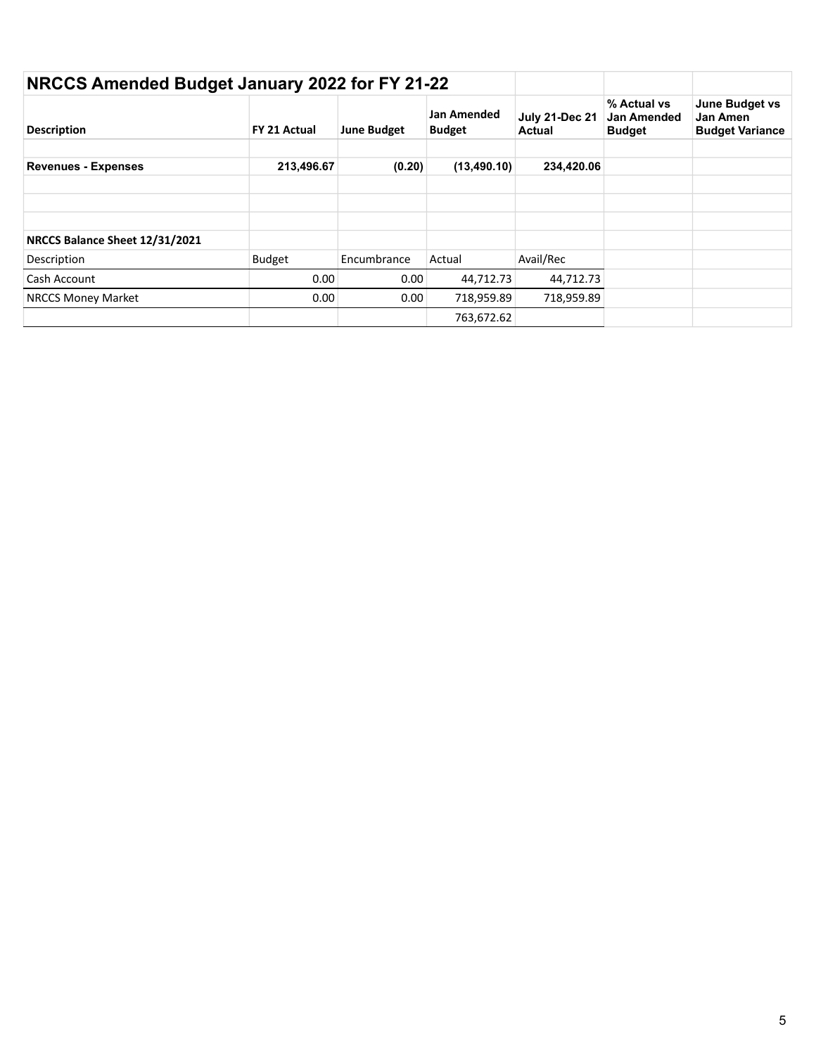| NRCCS Amended Budget January 2022 for FY 21-22 | | | | | | |
|---|---|---|---|---|---|---|
| **Description** | **FY 21 Actual** | **June Budget** | **Jan Amended Budget** | **July 21-Dec 21 Actual** | **% Actual vs Jan Amended Budget** | **June Budget vs Jan Amen Budget Variance** |
| | | | | | | |
| **Revenues - Expenses** | **213,496.67** | **(0.20)** | **(13,490.10)** | **234,420.06** | | |
| | | | | | | |
| | | | | | | |
| | | | | | | |
| **NRCCS Balance Sheet 12/31/2021** | | | | | | |
| Description | Budget | Encumbrance | Actual | Avail/Rec | | |
| Cash Account | 0.00 | 0.00 | 44,712.73 | 44,712.73 | | |
| NRCCS Money Market | 0.00 | 0.00 | 718,959.89 | 718,959.89 | | |
| | | | 763,672.62 | | | |